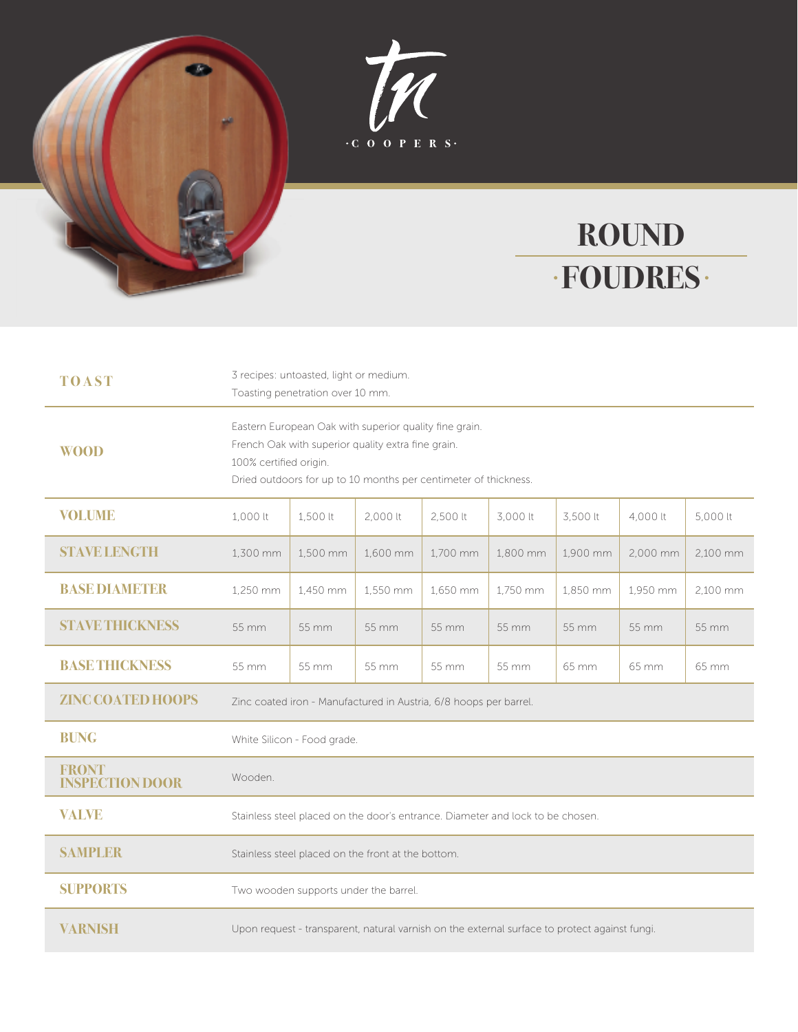tn

·COOPERS·

# ROUND ·FOUDRES·

| | | | | | | | | |
|---|---|---|---|---|---|---|---|---|
| **TOAST** | 3 recipes: untoasted, light or medium.<br>Toasting penetration over 10 mm. | | | | | | | |
| **WOOD** | Eastern European Oak with superior quality fine grain.<br>French Oak with superior quality extra fine grain.<br>100% certified origin.<br>Dried outdoors for up to 10 months per centimeter of thickness. | | | | | | | |
| **VOLUME** | 1,000 lt | 1,500 lt | 2,000 lt | 2,500 lt | 3,000 lt | 3,500 lt | 4,000 lt | 5,000 lt |
| **STAVE LENGTH** | 1,300 mm | 1,500 mm | 1,600 mm | 1,700 mm | 1,800 mm | 1,900 mm | 2,000 mm | 2,100 mm |
| **BASE DIAMETER** | 1,250 mm | 1,450 mm | 1,550 mm | 1,650 mm | 1,750 mm | 1,850 mm | 1,950 mm | 2,100 mm |
| **STAVE THICKNESS** | 55 mm | 55 mm | 55 mm | 55 mm | 55 mm | 55 mm | 55 mm | 55 mm |
| **BASE THICKNESS** | 55 mm | 55 mm | 55 mm | 55 mm | 55 mm | 65 mm | 65 mm | 65 mm |
| **ZINC COATED HOOPS** | Zinc coated iron - Manufactured in Austria, 6/8 hoops per barrel. | | | | | | | |
| **BUNG** | White Silicon - Food grade. | | | | | | | |
| **FRONT INSPECTION DOOR** | Wooden. | | | | | | | |
| **VALVE** | Stainless steel placed on the door's entrance. Diameter and lock to be chosen. | | | | | | | |
| **SAMPLER** | Stainless steel placed on the front at the bottom. | | | | | | | |
| **SUPPORTS** | Two wooden supports under the barrel. | | | | | | | |
| **VARNISH** | Upon request - transparent, natural varnish on the external surface to protect against fungi. | | | | | | | |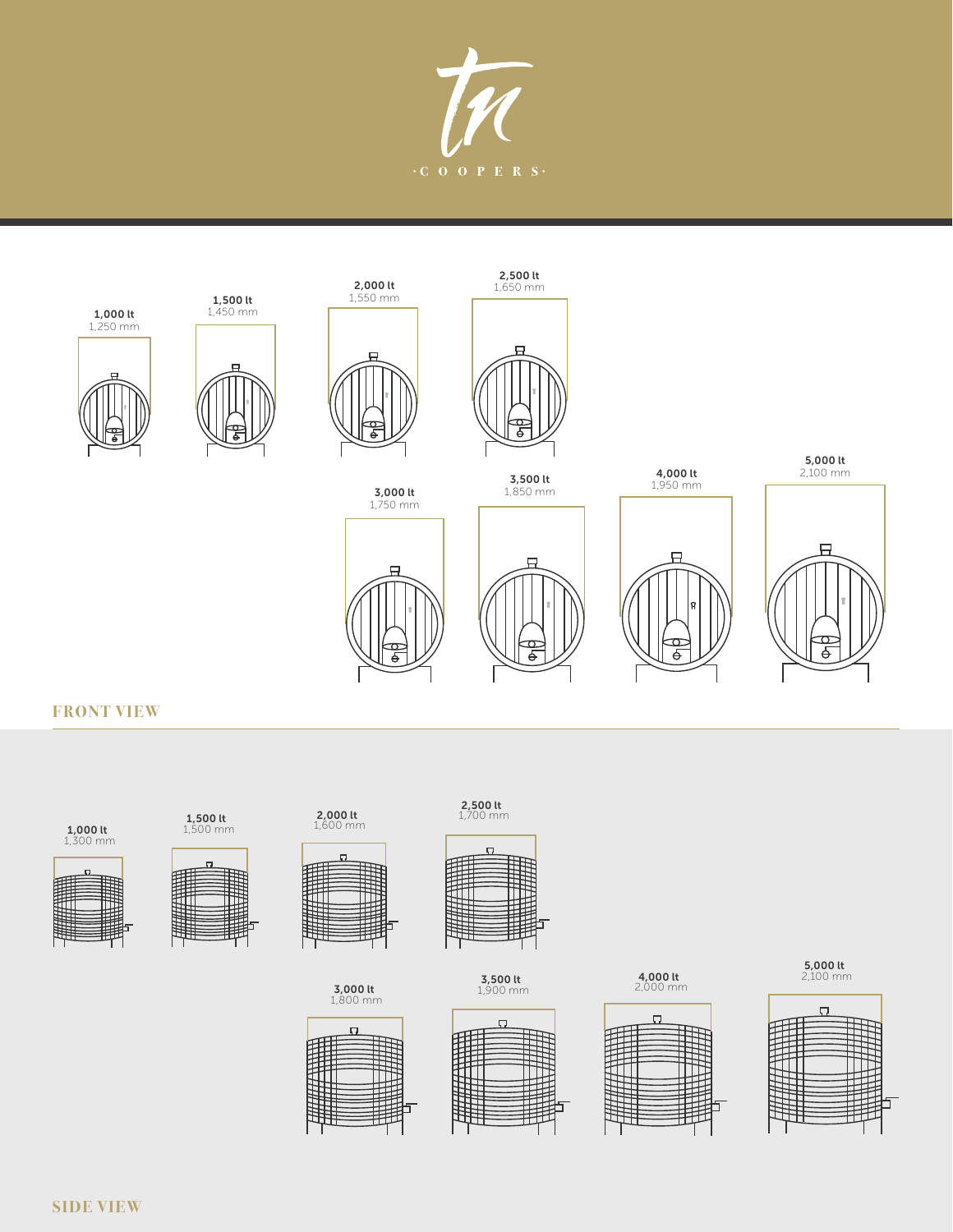tn

·C O O P E R S·

1,000 lt
1,250 mm

1,500 lt
1,450 mm

2,000 lt
1,550 mm

2,500 lt
1,650 mm

3,000 lt
1,750 mm

3,500 lt
1,850 mm

4,000 lt
1,950 mm

5,000 lt
2,100 mm

## FRONT VIEW

1,000 lt
1,300 mm

1,500 lt
1,500 mm

2,000 lt
1,600 mm

2,500 lt
1,700 mm

3,000 lt
1,800 mm

3,500 lt
1,900 mm

4,000 lt
2,000 mm

5,000 lt
2,100 mm

## SIDE VIEW